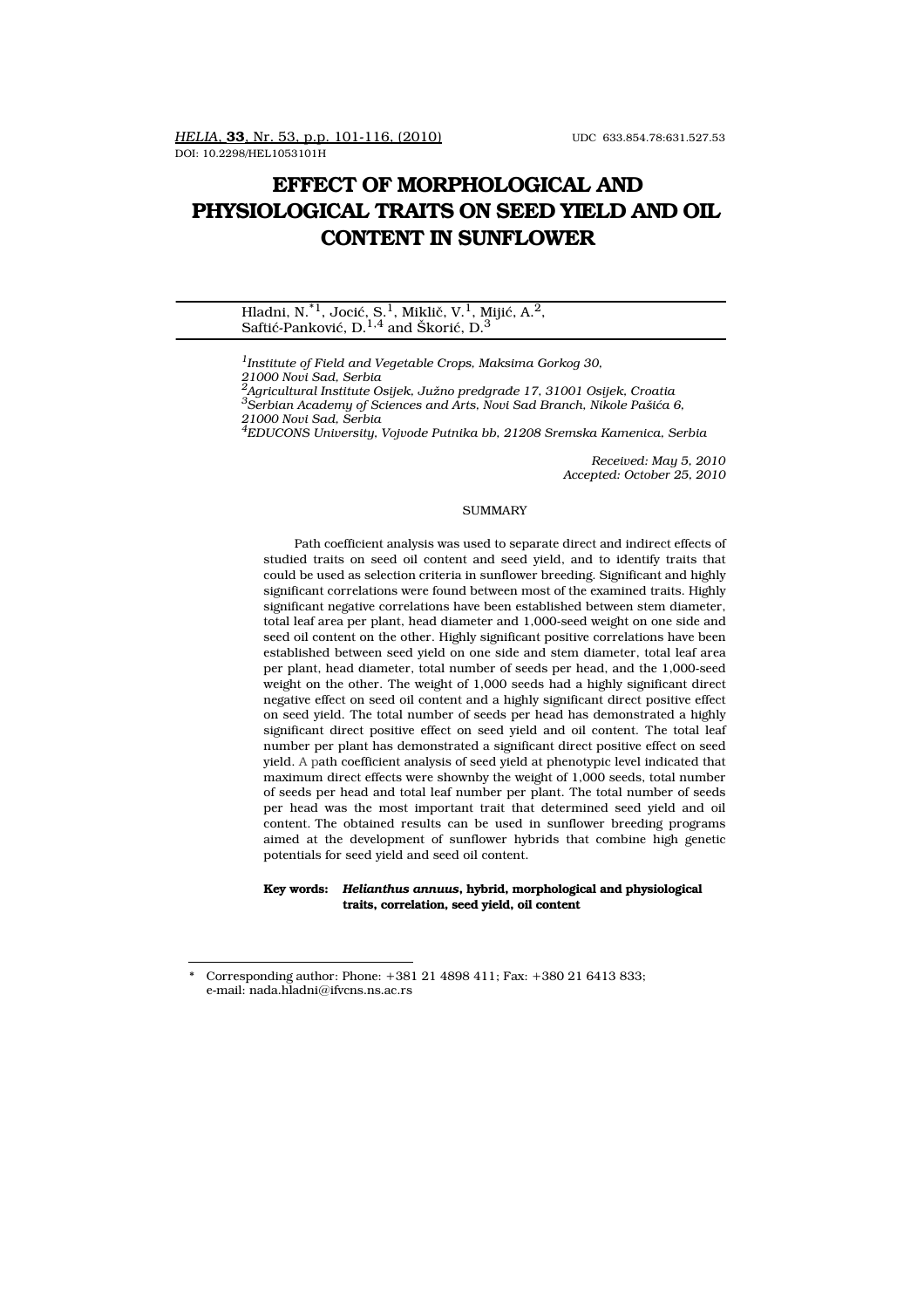HELIA, **33**, Nr. 53, p.p. 101-116, (2010) UDC 633.854.78:631.527.53
DOI: 10.2298/HEL1053101H

# EFFECT OF MORPHOLOGICAL AND PHYSIOLOGICAL TRAITS ON SEED YIELD AND OIL CONTENT IN SUNFLOWER

Hladni, N.*[1], Jocić, S.[1], Miklič, V.[1], Mijić, A.[2], Saftić-Panković, D.[1,4] and Škorić, D.[3]

*[1]Institute of Field and Vegetable Crops, Maksima Gorkog 30, 21000 Novi Sad, Serbia*
*[2]Agricultural Institute Osijek, Južno predgrađe 17, 31001 Osijek, Croatia*
*[3]Serbian Academy of Sciences and Arts, Novi Sad Branch, Nikole Pašića 6, 21000 Novi Sad, Serbia*
*[4]EDUCONS University, Vojvode Putnika bb, 21208 Sremska Kamenica, Serbia*

*Received: May 5, 2010*
*Accepted: October 25, 2010*

## SUMMARY

Path coefficient analysis was used to separate direct and indirect effects of studied traits on seed oil content and seed yield, and to identify traits that could be used as selection criteria in sunflower breeding. Significant and highly significant correlations were found between most of the examined traits. Highly significant negative correlations have been established between stem diameter, total leaf area per plant, head diameter and 1,000-seed weight on one side and seed oil content on the other. Highly significant positive correlations have been established between seed yield on one side and stem diameter, total leaf area per plant, head diameter, total number of seeds per head, and the 1,000-seed weight on the other. The weight of 1,000 seeds had a highly significant direct negative effect on seed oil content and a highly significant direct positive effect on seed yield. The total number of seeds per head has demonstrated a highly significant direct positive effect on seed yield and oil content. The total leaf number per plant has demonstrated a significant direct positive effect on seed yield. A path coefficient analysis of seed yield at phenotypic level indicated that maximum direct effects were shownby the weight of 1,000 seeds, total number of seeds per head and total leaf number per plant. The total number of seeds per head was the most important trait that determined seed yield and oil content. The obtained results can be used in sunflower breeding programs aimed at the development of sunflower hybrids that combine high genetic potentials for seed yield and seed oil content.

**Key words:** ***Helianthus annuus*, hybrid, morphological and physiological traits, correlation, seed yield, oil content**

---

\* Corresponding author: Phone: +381 21 4898 411; Fax: +380 21 6413 833; e-mail: nada.hladni@ifvcns.ns.ac.rs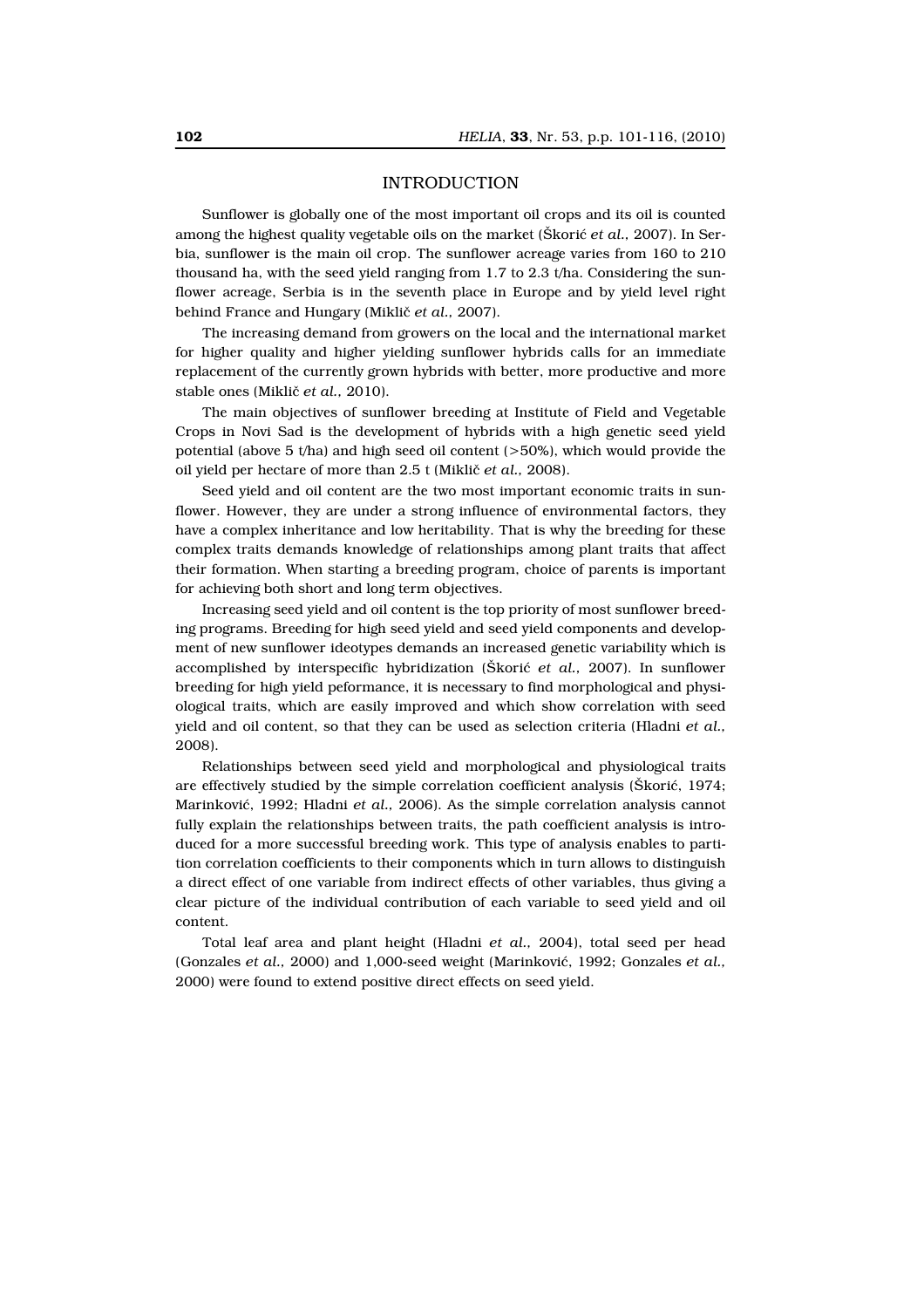## INTRODUCTION

Sunflower is globally one of the most important oil crops and its oil is counted among the highest quality vegetable oils on the market (Škorić *et al.*, 2007). In Serbia, sunflower is the main oil crop. The sunflower acreage varies from 160 to 210 thousand ha, with the seed yield ranging from 1.7 to 2.3 t/ha. Considering the sunflower acreage, Serbia is in the seventh place in Europe and by yield level right behind France and Hungary (Miklič *et al.*, 2007).

The increasing demand from growers on the local and the international market for higher quality and higher yielding sunflower hybrids calls for an immediate replacement of the currently grown hybrids with better, more productive and more stable ones (Miklič *et al.*, 2010).

The main objectives of sunflower breeding at Institute of Field and Vegetable Crops in Novi Sad is the development of hybrids with a high genetic seed yield potential (above 5 t/ha) and high seed oil content (>50%), which would provide the oil yield per hectare of more than 2.5 t (Miklič *et al.*, 2008).

Seed yield and oil content are the two most important economic traits in sunflower. However, they are under a strong influence of environmental factors, they have a complex inheritance and low heritability. That is why the breeding for these complex traits demands knowledge of relationships among plant traits that affect their formation. When starting a breeding program, choice of parents is important for achieving both short and long term objectives.

Increasing seed yield and oil content is the top priority of most sunflower breeding programs. Breeding for high seed yield and seed yield components and development of new sunflower ideotypes demands an increased genetic variability which is accomplished by interspecific hybridization (Škorić *et al.*, 2007). In sunflower breeding for high yield peformance, it is necessary to find morphological and physiological traits, which are easily improved and which show correlation with seed yield and oil content, so that they can be used as selection criteria (Hladni *et al.*, 2008).

Relationships between seed yield and morphological and physiological traits are effectively studied by the simple correlation coefficient analysis (Škorić, 1974; Marinković, 1992; Hladni *et al.*, 2006). As the simple correlation analysis cannot fully explain the relationships between traits, the path coefficient analysis is introduced for a more successful breeding work. This type of analysis enables to partition correlation coefficients to their components which in turn allows to distinguish a direct effect of one variable from indirect effects of other variables, thus giving a clear picture of the individual contribution of each variable to seed yield and oil content.

Total leaf area and plant height (Hladni *et al.*, 2004), total seed per head (Gonzales *et al.*, 2000) and 1,000-seed weight (Marinković, 1992; Gonzales *et al.*, 2000) were found to extend positive direct effects on seed yield.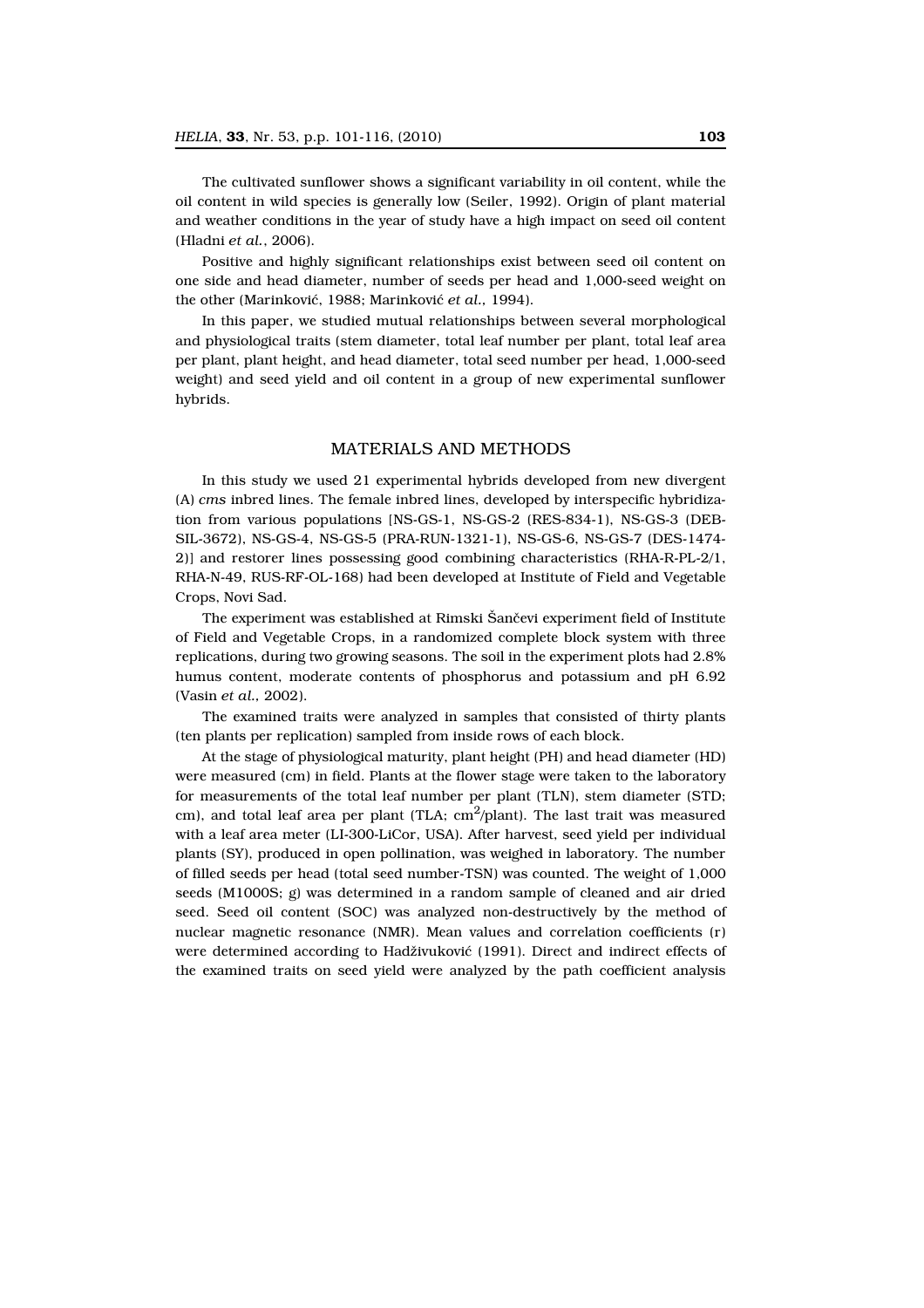The cultivated sunflower shows a significant variability in oil content, while the oil content in wild species is generally low (Seiler, 1992). Origin of plant material and weather conditions in the year of study have a high impact on seed oil content (Hladni *et al.*, 2006).

Positive and highly significant relationships exist between seed oil content on one side and head diameter, number of seeds per head and 1,000-seed weight on the other (Marinković, 1988; Marinković *et al.*, 1994).

In this paper, we studied mutual relationships between several morphological and physiological traits (stem diameter, total leaf number per plant, total leaf area per plant, plant height, and head diameter, total seed number per head, 1,000-seed weight) and seed yield and oil content in a group of new experimental sunflower hybrids.

## MATERIALS AND METHODS

In this study we used 21 experimental hybrids developed from new divergent (A) *cms* inbred lines. The female inbred lines, developed by interspecific hybridization from various populations [NS-GS-1, NS-GS-2 (RES-834-1), NS-GS-3 (DEB-SIL-3672), NS-GS-4, NS-GS-5 (PRA-RUN-1321-1), NS-GS-6, NS-GS-7 (DES-1474-2)] and restorer lines possessing good combining characteristics (RHA-R-PL-2/1, RHA-N-49, RUS-RF-OL-168) had been developed at Institute of Field and Vegetable Crops, Novi Sad.

The experiment was established at Rimski Šančevi experiment field of Institute of Field and Vegetable Crops, in a randomized complete block system with three replications, during two growing seasons. The soil in the experiment plots had 2.8% humus content, moderate contents of phosphorus and potassium and pH 6.92 (Vasin *et al.*, 2002).

The examined traits were analyzed in samples that consisted of thirty plants (ten plants per replication) sampled from inside rows of each block.

At the stage of physiological maturity, plant height (PH) and head diameter (HD) were measured (cm) in field. Plants at the flower stage were taken to the laboratory for measurements of the total leaf number per plant (TLN), stem diameter (STD; cm), and total leaf area per plant (TLA; $cm^2$/plant). The last trait was measured with a leaf area meter (LI-300-LiCor, USA). After harvest, seed yield per individual plants (SY), produced in open pollination, was weighed in laboratory. The number of filled seeds per head (total seed number-TSN) was counted. The weight of 1,000 seeds (M1000S; g) was determined in a random sample of cleaned and air dried seed. Seed oil content (SOC) was analyzed non-destructively by the method of nuclear magnetic resonance (NMR). Mean values and correlation coefficients (r) were determined according to Hadživuković (1991). Direct and indirect effects of the examined traits on seed yield were analyzed by the path coefficient analysis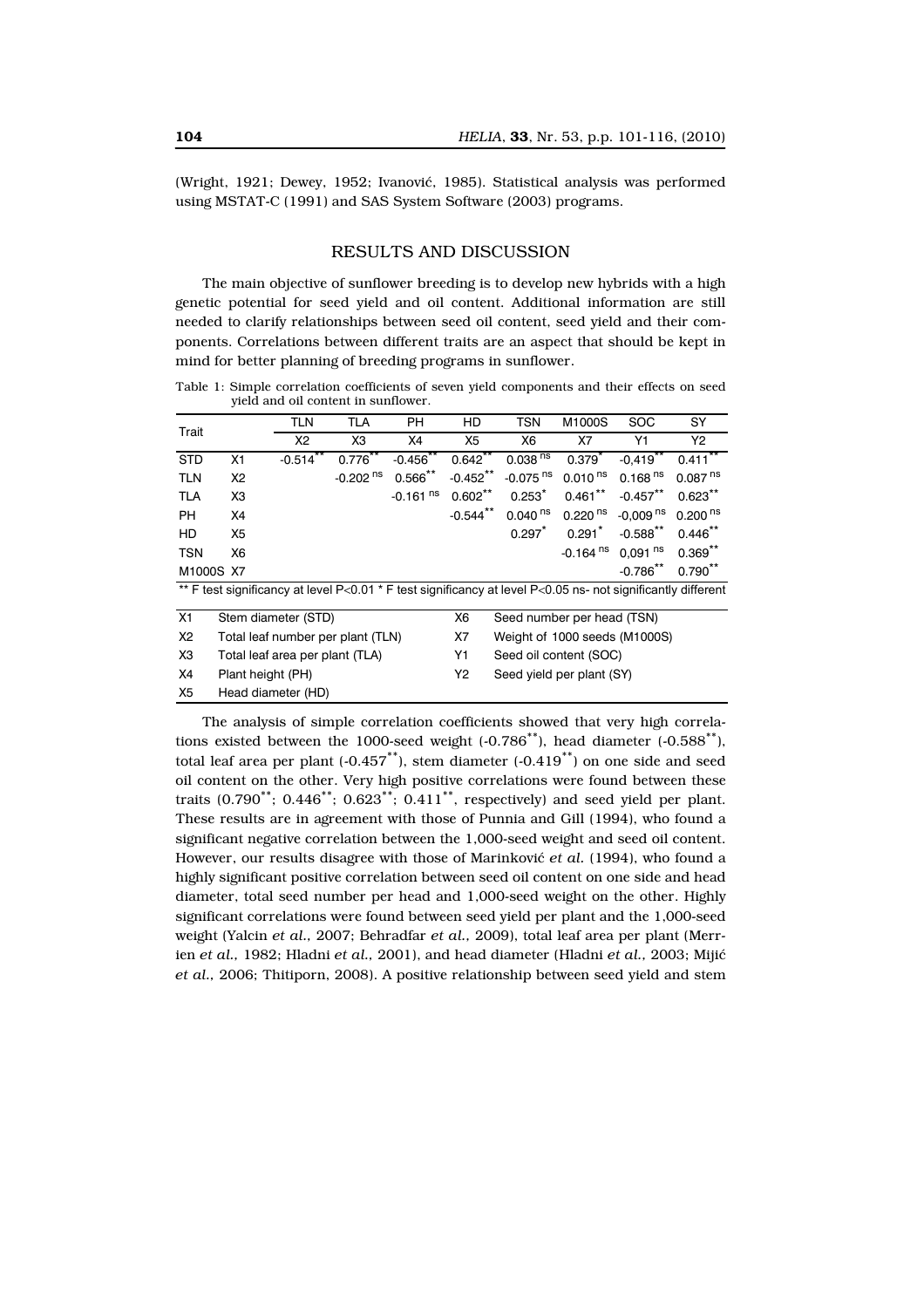(Wright, 1921; Dewey, 1952; Ivanović, 1985). Statistical analysis was performed using MSTAT-C (1991) and SAS System Software (2003) programs.

## RESULTS AND DISCUSSION

The main objective of sunflower breeding is to develop new hybrids with a high genetic potential for seed yield and oil content. Additional information are still needed to clarify relationships between seed oil content, seed yield and their components. Correlations between different traits are an aspect that should be kept in mind for better planning of breeding programs in sunflower.

Table 1: Simple correlation coefficients of seven yield components and their effects on seed yield and oil content in sunflower.

| Trait | | TLN | TLA | PH | HD | TSN | M1000S | SOC | SY |
|---|---|---|---|---|---|---|---|---|---|
| | | X2 | X3 | X4 | X5 | X6 | X7 | Y1 | Y2 |
| STD | X1 | -0.514** | 0.776** | -0.456** | 0.642** | 0.038 ns | 0.379* | -0,419** | 0.411** |
| TLN | X2 | | -0.202 ns | 0.566** | -0.452** | -0.075 ns | 0.010 ns | 0.168 ns | 0.087 ns |
| TLA | X3 | | | -0.161 ns | 0.602** | 0.253* | 0.461** | -0.457** | 0.623** |
| PH | X4 | | | | -0.544** | 0.040 ns | 0.220 ns | -0,009 ns | 0.200 ns |
| HD | X5 | | | | | 0.297* | 0.291* | -0.588** | 0.446** |
| TSN | X6 | | | | | | -0.164 ns | 0,091 ns | 0.369** |
| M1000S | X7 | | | | | | | -0.786** | 0.790** |

** F test significancy at level P<0.01 * F test significancy at level P<0.05 ns- not significantly different

| | | | |
|---|---|---|---|
| X1 | Stem diameter (STD) | X6 | Seed number per head (TSN) |
| X2 | Total leaf number per plant (TLN) | X7 | Weight of 1000 seeds (M1000S) |
| X3 | Total leaf area per plant (TLA) | Y1 | Seed oil content (SOC) |
| X4 | Plant height (PH) | Y2 | Seed yield per plant (SY) |
| X5 | Head diameter (HD) | | |

The analysis of simple correlation coefficients showed that very high correlations existed between the 1000-seed weight (-0.786**), head diameter (-0.588**), total leaf area per plant (-0.457**), stem diameter (-0.419**) on one side and seed oil content on the other. Very high positive correlations were found between these traits (0.790**; 0.446**; 0.623**; 0.411**, respectively) and seed yield per plant. These results are in agreement with those of Punnia and Gill (1994), who found a significant negative correlation between the 1,000-seed weight and seed oil content. However, our results disagree with those of Marinković *et al.* (1994), who found a highly significant positive correlation between seed oil content on one side and head diameter, total seed number per head and 1,000-seed weight on the other. Highly significant correlations were found between seed yield per plant and the 1,000-seed weight (Yalcin *et al.*, 2007; Behradfar *et al.*, 2009), total leaf area per plant (Merrien *et al.,* 1982; Hladni *et al.*, 2001), and head diameter (Hladni *et al.,* 2003; Mijić *et al.*, 2006; Thitiporn, 2008). A positive relationship between seed yield and stem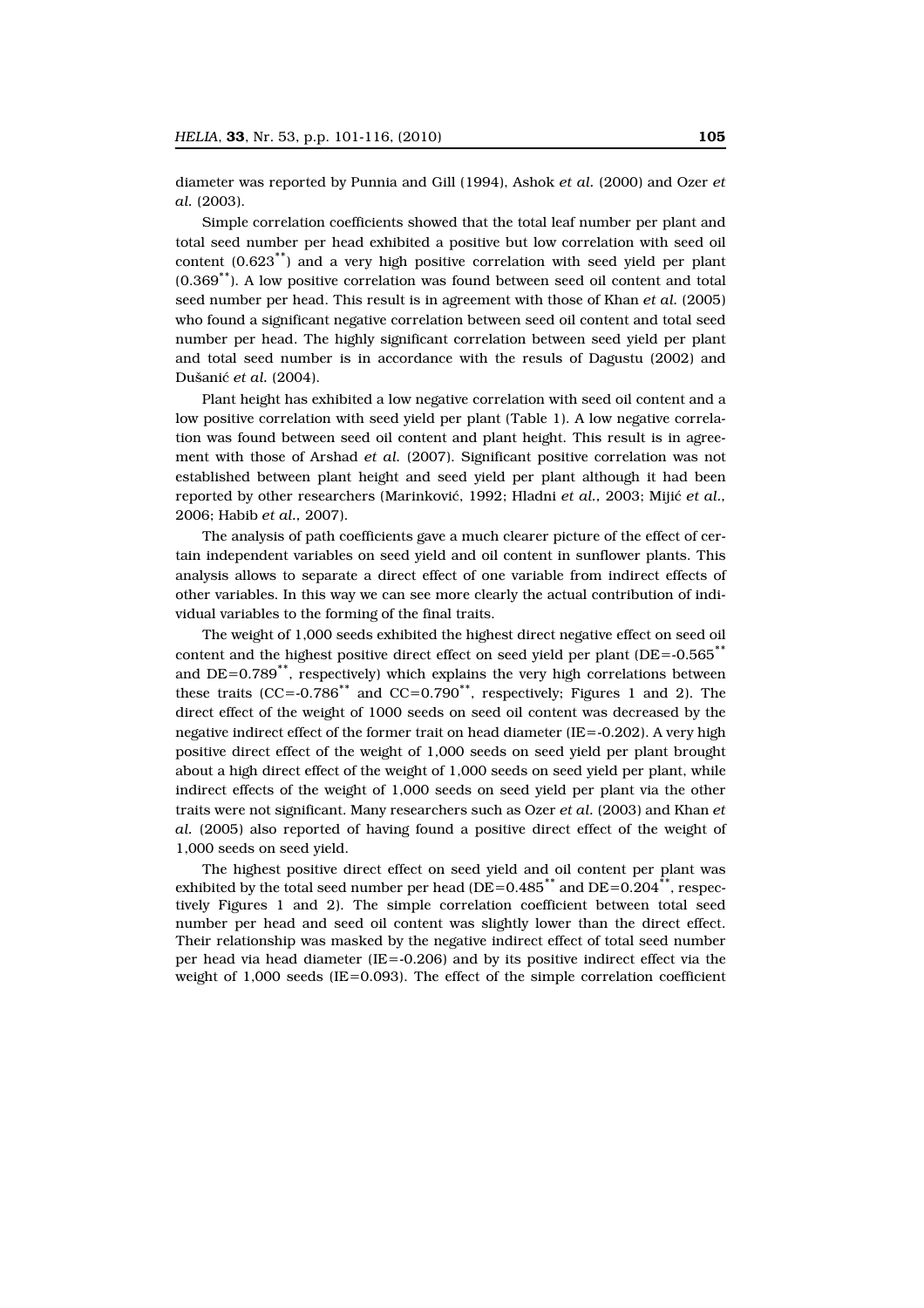diameter was reported by Punnia and Gill (1994), Ashok *et al.* (2000) and Ozer *et al.* (2003).

Simple correlation coefficients showed that the total leaf number per plant and total seed number per head exhibited a positive but low correlation with seed oil content ($0.623^{**}$) and a very high positive correlation with seed yield per plant ($0.369^{**}$). A low positive correlation was found between seed oil content and total seed number per head. This result is in agreement with those of Khan *et al.* (2005) who found a significant negative correlation between seed oil content and total seed number per head. The highly significant correlation between seed yield per plant and total seed number is in accordance with the resuls of Dagustu (2002) and Dušanić *et al.* (2004).

Plant height has exhibited a low negative correlation with seed oil content and a low positive correlation with seed yield per plant (Table 1). A low negative correlation was found between seed oil content and plant height. This result is in agreement with those of Arshad *et al.* (2007). Significant positive correlation was not established between plant height and seed yield per plant although it had been reported by other researchers (Marinković, 1992; Hladni *et al.*, 2003; Mijić *et al.*, 2006; Habib *et al.*, 2007).

The analysis of path coefficients gave a much clearer picture of the effect of certain independent variables on seed yield and oil content in sunflower plants. This analysis allows to separate a direct effect of one variable from indirect effects of other variables. In this way we can see more clearly the actual contribution of individual variables to the forming of the final traits.

The weight of 1,000 seeds exhibited the highest direct negative effect on seed oil content and the highest positive direct effect on seed yield per plant ($DE=-0.565^{**}$ and $DE=0.789^{**}$, respectively) which explains the very high correlations between these traits ($CC=-0.786^{**}$ and $CC=0.790^{**}$, respectively; Figures 1 and 2). The direct effect of the weight of 1000 seeds on seed oil content was decreased by the negative indirect effect of the former trait on head diameter ($IE=-0.202$). A very high positive direct effect of the weight of 1,000 seeds on seed yield per plant brought about a high direct effect of the weight of 1,000 seeds on seed yield per plant, while indirect effects of the weight of 1,000 seeds on seed yield per plant via the other traits were not significant. Many researchers such as Ozer *et al.* (2003) and Khan *et al.* (2005) also reported of having found a positive direct effect of the weight of 1,000 seeds on seed yield.

The highest positive direct effect on seed yield and oil content per plant was exhibited by the total seed number per head ($DE=0.485^{**}$ and $DE=0.204^{**}$, respectively Figures 1 and 2). The simple correlation coefficient between total seed number per head and seed oil content was slightly lower than the direct effect. Their relationship was masked by the negative indirect effect of total seed number per head via head diameter ($IE=-0.206$) and by its positive indirect effect via the weight of 1,000 seeds ($IE=0.093$). The effect of the simple correlation coefficient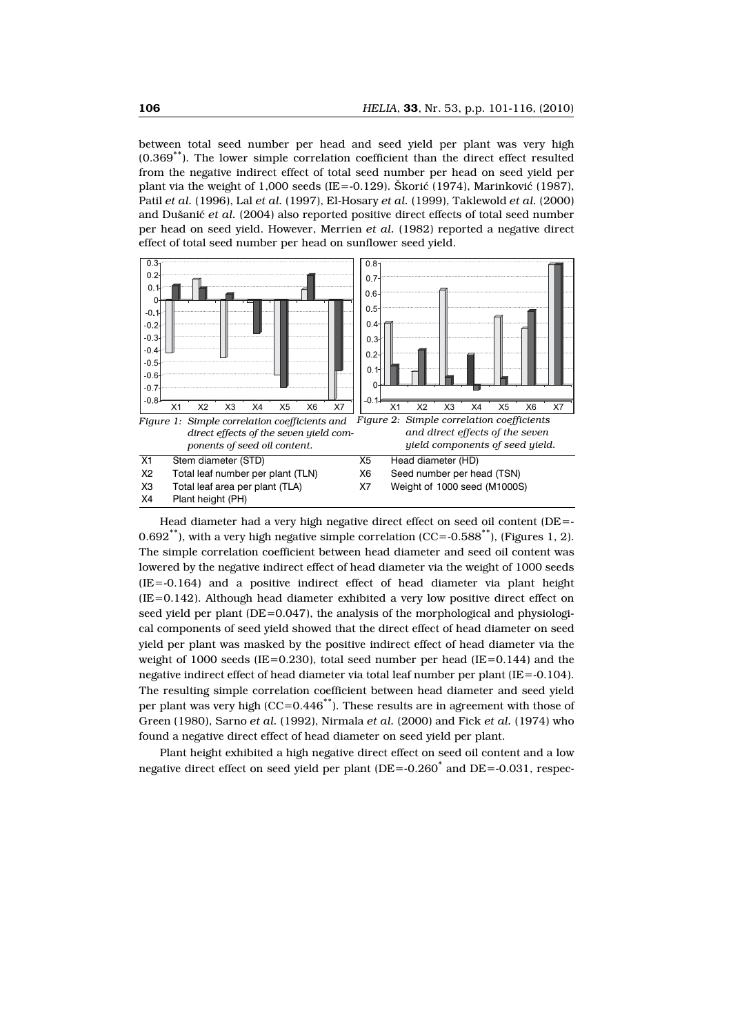between total seed number per head and seed yield per plant was very high (0.369**). The lower simple correlation coefficient than the direct effect resulted from the negative indirect effect of total seed number per head on seed yield per plant via the weight of 1,000 seeds (IE=-0.129). Škorić (1974), Marinković (1987), Patil *et al.* (1996), Lal *et al.* (1997), El-Hosary *et al.* (1999), Taklewold *et al.* (2000) and Dušanić *et al.* (2004) also reported positive direct effects of total seed number per head on seed yield. However, Merrien *et al.* (1982) reported a negative direct effect of total seed number per head on sunflower seed yield.

*Figure 1: Simple correlation coefficients and direct effects of the seven yield components of seed oil content.*

*Figure 2: Simple correlation coefficients and direct effects of the seven yield components of seed yield.*

| | | | |
|---|---|---|---|
| X1 | Stem diameter (STD) | X5 | Head diameter (HD) |
| X2 | Total leaf number per plant (TLN) | X6 | Seed number per head (TSN) |
| X3 | Total leaf area per plant (TLA) | X7 | Weight of 1000 seed (M1000S) |
| X4 | Plant height (PH) | | |

Head diameter had a very high negative direct effect on seed oil content (DE=-0.692**), with a very high negative simple correlation (CC=-0.588**), (Figures 1, 2). The simple correlation coefficient between head diameter and seed oil content was lowered by the negative indirect effect of head diameter via the weight of 1000 seeds (IE=-0.164) and a positive indirect effect of head diameter via plant height (IE=0.142). Although head diameter exhibited a very low positive direct effect on seed yield per plant (DE=0.047), the analysis of the morphological and physiological components of seed yield showed that the direct effect of head diameter on seed yield per plant was masked by the positive indirect effect of head diameter via the weight of 1000 seeds (IE=0.230), total seed number per head (IE=0.144) and the negative indirect effect of head diameter via total leaf number per plant (IE=-0.104). The resulting simple correlation coefficient between head diameter and seed yield per plant was very high (CC=0.446**). These results are in agreement with those of Green (1980), Sarno *et al.* (1992), Nirmala *et al.* (2000) and Fick *et al.* (1974) who found a negative direct effect of head diameter on seed yield per plant.

Plant height exhibited a high negative direct effect on seed oil content and a low negative direct effect on seed yield per plant (DE=-0.260* and DE=-0.031, respec-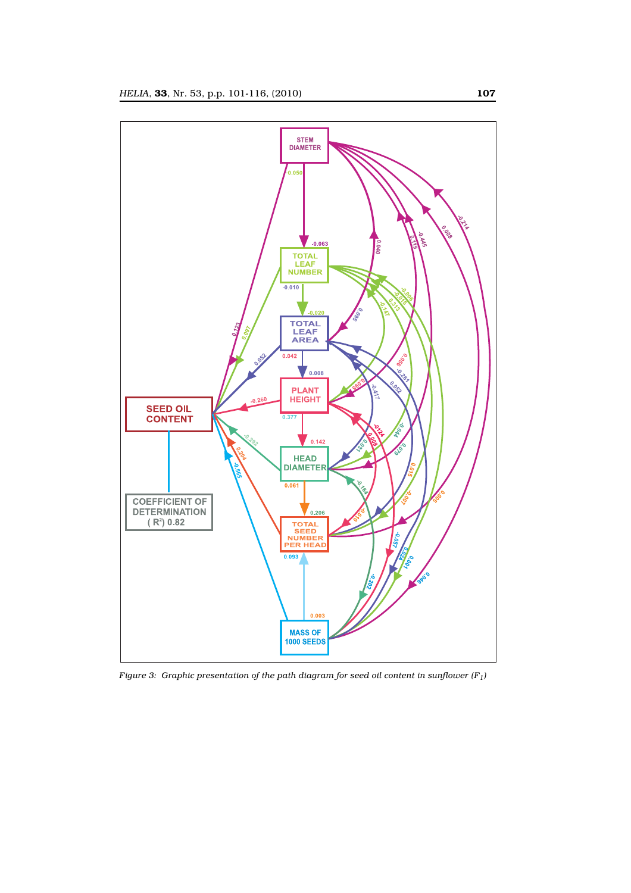Figure 3: Graphic presentation of the path diagram for seed oil content in sunflower ($F_1$)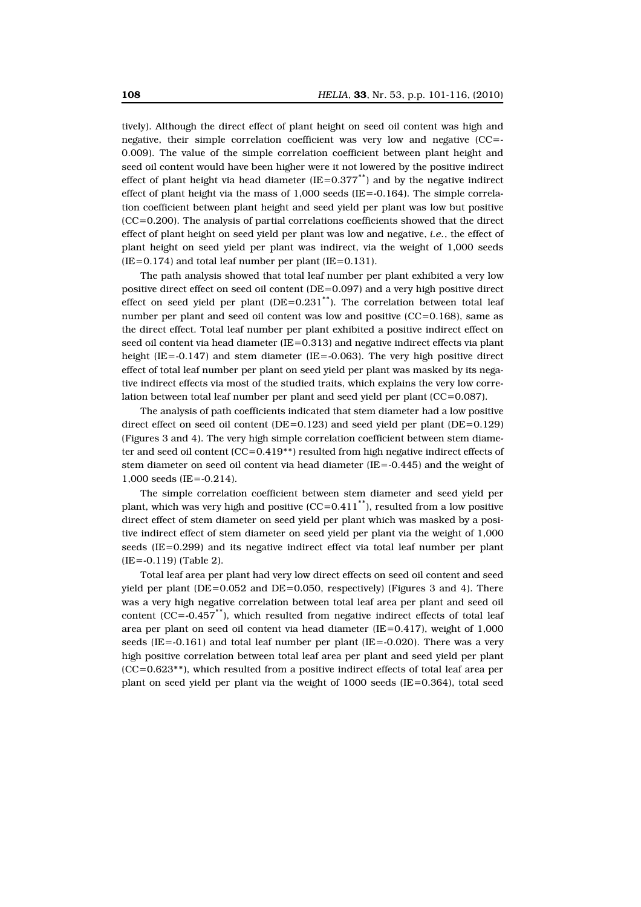tively). Although the direct effect of plant height on seed oil content was high and negative, their simple correlation coefficient was very low and negative (CC=-0.009). The value of the simple correlation coefficient between plant height and seed oil content would have been higher were it not lowered by the positive indirect effect of plant height via head diameter (IE=0.377**) and by the negative indirect effect of plant height via the mass of 1,000 seeds (IE=-0.164). The simple correlation coefficient between plant height and seed yield per plant was low but positive (CC=0.200). The analysis of partial correlations coefficients showed that the direct effect of plant height on seed yield per plant was low and negative, *i.e.*, the effect of plant height on seed yield per plant was indirect, via the weight of 1,000 seeds (IE=0.174) and total leaf number per plant (IE=0.131).

The path analysis showed that total leaf number per plant exhibited a very low positive direct effect on seed oil content (DE=0.097) and a very high positive direct effect on seed yield per plant (DE=0.231**). The correlation between total leaf number per plant and seed oil content was low and positive (CC=0.168), same as the direct effect. Total leaf number per plant exhibited a positive indirect effect on seed oil content via head diameter (IE=0.313) and negative indirect effects via plant height (IE=-0.147) and stem diameter (IE=-0.063). The very high positive direct effect of total leaf number per plant on seed yield per plant was masked by its negative indirect effects via most of the studied traits, which explains the very low correlation between total leaf number per plant and seed yield per plant (CC=0.087).

The analysis of path coefficients indicated that stem diameter had a low positive direct effect on seed oil content (DE=0.123) and seed yield per plant (DE=0.129) (Figures 3 and 4). The very high simple correlation coefficient between stem diameter and seed oil content (CC=0.419**) resulted from high negative indirect effects of stem diameter on seed oil content via head diameter (IE=-0.445) and the weight of 1,000 seeds (IE=-0.214).

The simple correlation coefficient between stem diameter and seed yield per plant, which was very high and positive (CC=0.411**), resulted from a low positive direct effect of stem diameter on seed yield per plant which was masked by a positive indirect effect of stem diameter on seed yield per plant via the weight of 1,000 seeds (IE=0.299) and its negative indirect effect via total leaf number per plant (IE=-0.119) (Table 2).

Total leaf area per plant had very low direct effects on seed oil content and seed yield per plant (DE=0.052 and DE=0.050, respectively) (Figures 3 and 4). There was a very high negative correlation between total leaf area per plant and seed oil content (CC=-0.457**), which resulted from negative indirect effects of total leaf area per plant on seed oil content via head diameter (IE=0.417), weight of 1,000 seeds (IE=-0.161) and total leaf number per plant (IE=-0.020). There was a very high positive correlation between total leaf area per plant and seed yield per plant (CC=0.623**), which resulted from a positive indirect effects of total leaf area per plant on seed yield per plant via the weight of 1000 seeds (IE=0.364), total seed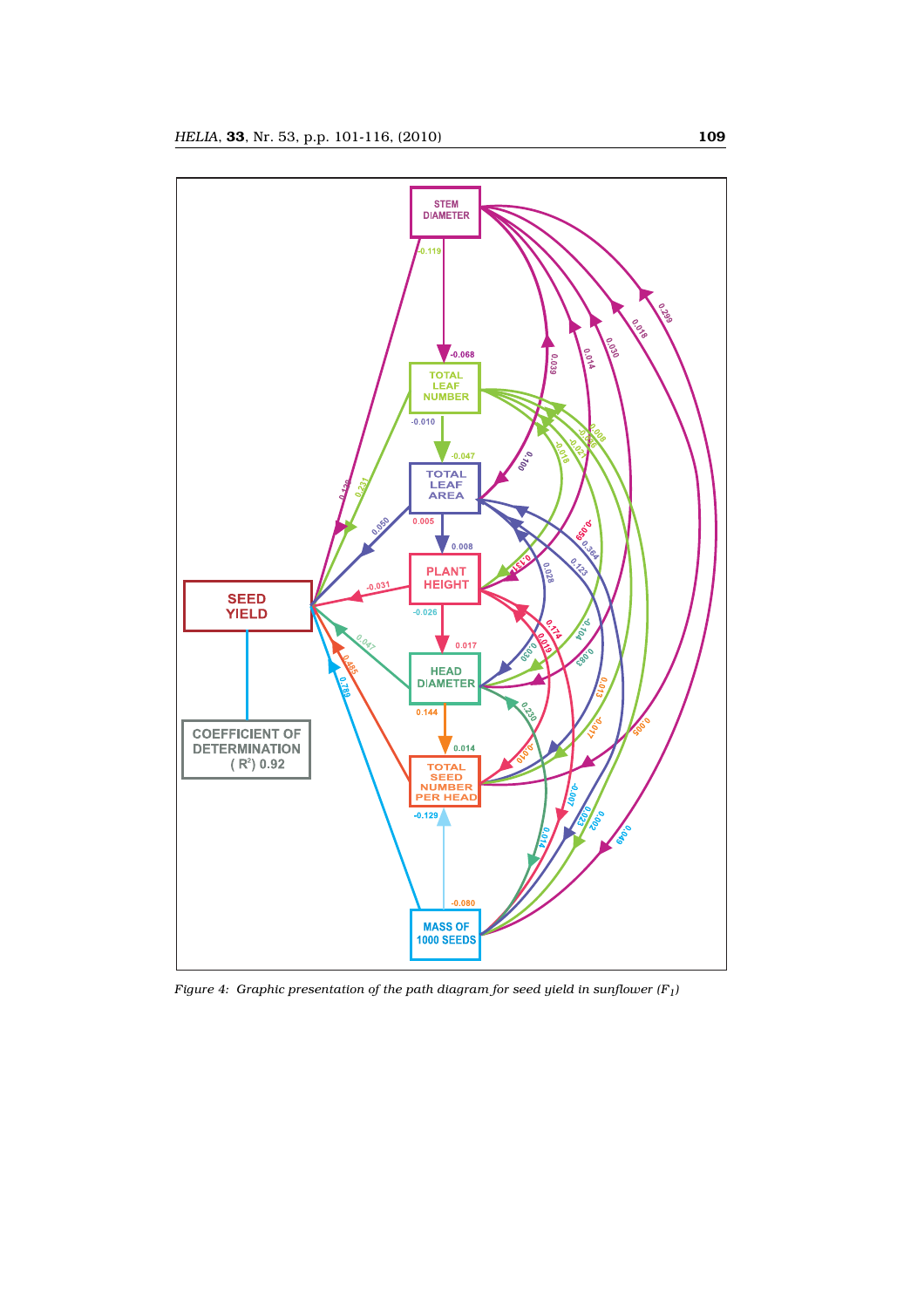*Figure 4: Graphic presentation of the path diagram for seed yield in sunflower ($F_1$)*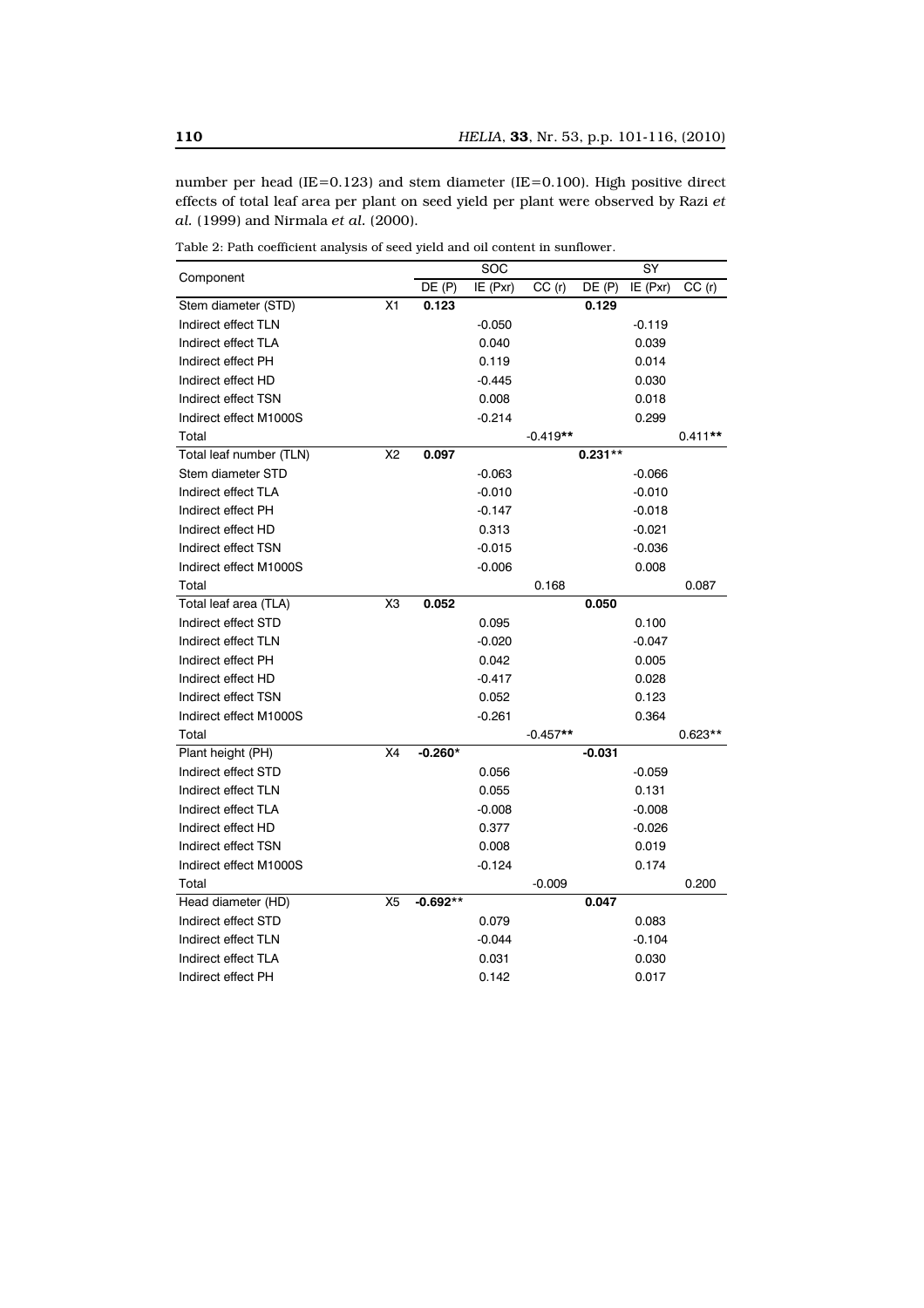number per head (IE=0.123) and stem diameter (IE=0.100). High positive direct effects of total leaf area per plant on seed yield per plant were observed by Razi *et al.* (1999) and Nirmala *et al.* (2000).

Table 2: Path coefficient analysis of seed yield and oil content in sunflower.

| Component | | SOC | | | SY | | |
|---|---|---|---|---|---|---|---|
| | | DE (P) | IE (Pxr) | CC (r) | DE (P) | IE (Pxr) | CC (r) |
| Stem diameter (STD) | X1 | **0.123** | | | **0.129** | | |
| Indirect effect TLN | | | -0.050 | | | -0.119 | |
| Indirect effect TLA | | | 0.040 | | | 0.039 | |
| Indirect effect PH | | | 0.119 | | | 0.014 | |
| Indirect effect HD | | | -0.445 | | | 0.030 | |
| Indirect effect TSN | | | 0.008 | | | 0.018 | |
| Indirect effect M1000S | | | -0.214 | | | 0.299 | |
| Total | | | | -0.419** | | | 0.411** |
| Total leaf number (TLN) | X2 | **0.097** | | | **0.231**** | | |
| Stem diameter STD | | | -0.063 | | | -0.066 | |
| Indirect effect TLA | | | -0.010 | | | -0.010 | |
| Indirect effect PH | | | -0.147 | | | -0.018 | |
| Indirect effect HD | | | 0.313 | | | -0.021 | |
| Indirect effect TSN | | | -0.015 | | | -0.036 | |
| Indirect effect M1000S | | | -0.006 | | | 0.008 | |
| Total | | | | 0.168 | | | 0.087 |
| Total leaf area (TLA) | X3 | **0.052** | | | **0.050** | | |
| Indirect effect STD | | | 0.095 | | | 0.100 | |
| Indirect effect TLN | | | -0.020 | | | -0.047 | |
| Indirect effect PH | | | 0.042 | | | 0.005 | |
| Indirect effect HD | | | -0.417 | | | 0.028 | |
| Indirect effect TSN | | | 0.052 | | | 0.123 | |
| Indirect effect M1000S | | | -0.261 | | | 0.364 | |
| Total | | | | -0.457** | | | 0.623** |
| Plant height (PH) | X4 | **-0.260*** | | | **-0.031** | | |
| Indirect effect STD | | | 0.056 | | | -0.059 | |
| Indirect effect TLN | | | 0.055 | | | 0.131 | |
| Indirect effect TLA | | | -0.008 | | | -0.008 | |
| Indirect effect HD | | | 0.377 | | | -0.026 | |
| Indirect effect TSN | | | 0.008 | | | 0.019 | |
| Indirect effect M1000S | | | -0.124 | | | 0.174 | |
| Total | | | | -0.009 | | | 0.200 |
| Head diameter (HD) | X5 | **-0.692**** | | | **0.047** | | |
| Indirect effect STD | | | 0.079 | | | 0.083 | |
| Indirect effect TLN | | | -0.044 | | | -0.104 | |
| Indirect effect TLA | | | 0.031 | | | 0.030 | |
| Indirect effect PH | | | 0.142 | | | 0.017 | |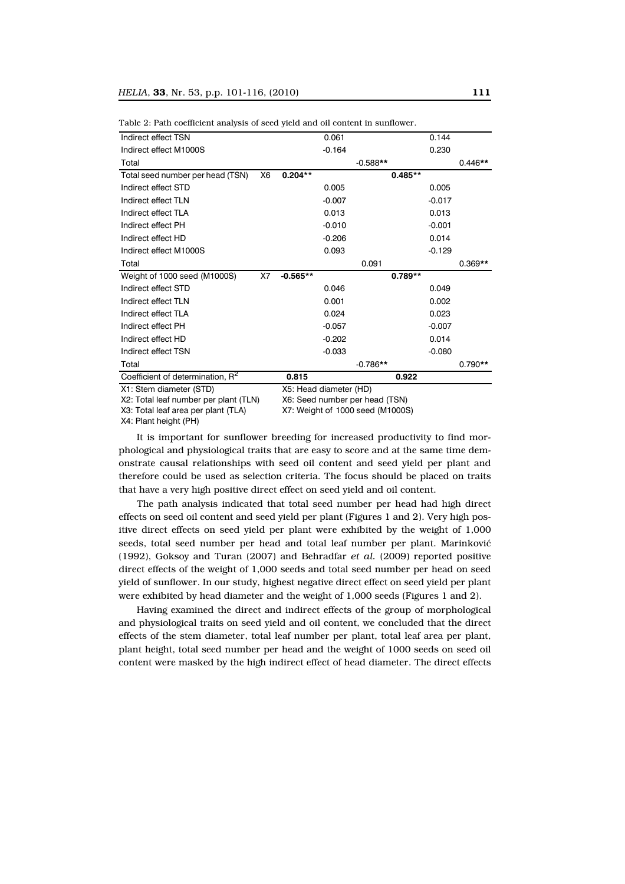Table 2: Path coefficient analysis of seed yield and oil content in sunflower.

| | | | | | | |
|---|---|---|---|---|---|---|
| Indirect effect TSN | | | 0.061 | | 0.144 | |
| Indirect effect M1000S | | | -0.164 | | 0.230 | |
| Total | | | | -0.588** | | 0.446** |
| Total seed number per head (TSN) | X6 | **0.204**** | | **0.485**** | | |
| Indirect effect STD | | | 0.005 | | 0.005 | |
| Indirect effect TLN | | | -0.007 | | -0.017 | |
| Indirect effect TLA | | | 0.013 | | 0.013 | |
| Indirect effect PH | | | -0.010 | | -0.001 | |
| Indirect effect HD | | | -0.206 | | 0.014 | |
| Indirect effect M1000S | | | 0.093 | | -0.129 | |
| Total | | | | 0.091 | | 0.369** |
| Weight of 1000 seed (M1000S) | X7 | **-0.565**** | | **0.789**** | | |
| Indirect effect STD | | | 0.046 | | 0.049 | |
| Indirect effect TLN | | | 0.001 | | 0.002 | |
| Indirect effect TLA | | | 0.024 | | 0.023 | |
| Indirect effect PH | | | -0.057 | | -0.007 | |
| Indirect effect HD | | | -0.202 | | 0.014 | |
| Indirect effect TSN | | | -0.033 | | -0.080 | |
| Total | | | | -0.786** | | 0.790** |
| Coefficient of determination, $R^2$ | | **0.815** | | **0.922** | | |

X1: Stem diameter (STD)
X2: Total leaf number per plant (TLN)
X3: Total leaf area per plant (TLA)
X4: Plant height (PH)
X5: Head diameter (HD)
X6: Seed number per head (TSN)
X7: Weight of 1000 seed (M1000S)

It is important for sunflower breeding for increased productivity to find morphological and physiological traits that are easy to score and at the same time demonstrate causal relationships with seed oil content and seed yield per plant and therefore could be used as selection criteria. The focus should be placed on traits that have a very high positive direct effect on seed yield and oil content.

The path analysis indicated that total seed number per head had high direct effects on seed oil content and seed yield per plant (Figures 1 and 2). Very high positive direct effects on seed yield per plant were exhibited by the weight of 1,000 seeds, total seed number per head and total leaf number per plant. Marinković (1992), Goksoy and Turan (2007) and Behradfar *et al.* (2009) reported positive direct effects of the weight of 1,000 seeds and total seed number per head on seed yield of sunflower. In our study, highest negative direct effect on seed yield per plant were exhibited by head diameter and the weight of 1,000 seeds (Figures 1 and 2).

Having examined the direct and indirect effects of the group of morphological and physiological traits on seed yield and oil content, we concluded that the direct effects of the stem diameter, total leaf number per plant, total leaf area per plant, plant height, total seed number per head and the weight of 1000 seeds on seed oil content were masked by the high indirect effect of head diameter. The direct effects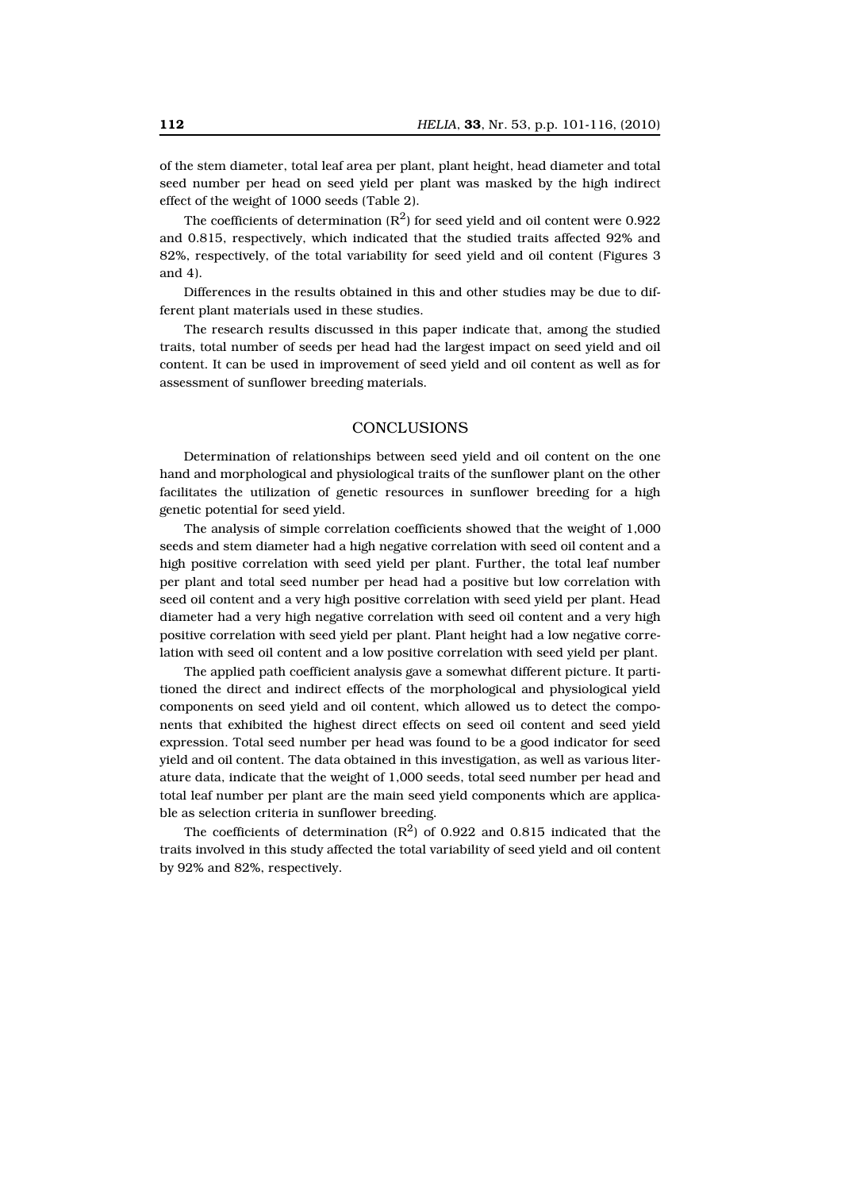of the stem diameter, total leaf area per plant, plant height, head diameter and total seed number per head on seed yield per plant was masked by the high indirect effect of the weight of 1000 seeds (Table 2).

The coefficients of determination ($R^2$) for seed yield and oil content were 0.922 and 0.815, respectively, which indicated that the studied traits affected 92% and 82%, respectively, of the total variability for seed yield and oil content (Figures 3 and 4).

Differences in the results obtained in this and other studies may be due to different plant materials used in these studies.

The research results discussed in this paper indicate that, among the studied traits, total number of seeds per head had the largest impact on seed yield and oil content. It can be used in improvement of seed yield and oil content as well as for assessment of sunflower breeding materials.

## CONCLUSIONS

Determination of relationships between seed yield and oil content on the one hand and morphological and physiological traits of the sunflower plant on the other facilitates the utilization of genetic resources in sunflower breeding for a high genetic potential for seed yield.

The analysis of simple correlation coefficients showed that the weight of 1,000 seeds and stem diameter had a high negative correlation with seed oil content and a high positive correlation with seed yield per plant. Further, the total leaf number per plant and total seed number per head had a positive but low correlation with seed oil content and a very high positive correlation with seed yield per plant. Head diameter had a very high negative correlation with seed oil content and a very high positive correlation with seed yield per plant. Plant height had a low negative correlation with seed oil content and a low positive correlation with seed yield per plant.

The applied path coefficient analysis gave a somewhat different picture. It partitioned the direct and indirect effects of the morphological and physiological yield components on seed yield and oil content, which allowed us to detect the components that exhibited the highest direct effects on seed oil content and seed yield expression. Total seed number per head was found to be a good indicator for seed yield and oil content. The data obtained in this investigation, as well as various literature data, indicate that the weight of 1,000 seeds, total seed number per head and total leaf number per plant are the main seed yield components which are applicable as selection criteria in sunflower breeding.

The coefficients of determination ($R^2$) of 0.922 and 0.815 indicated that the traits involved in this study affected the total variability of seed yield and oil content by 92% and 82%, respectively.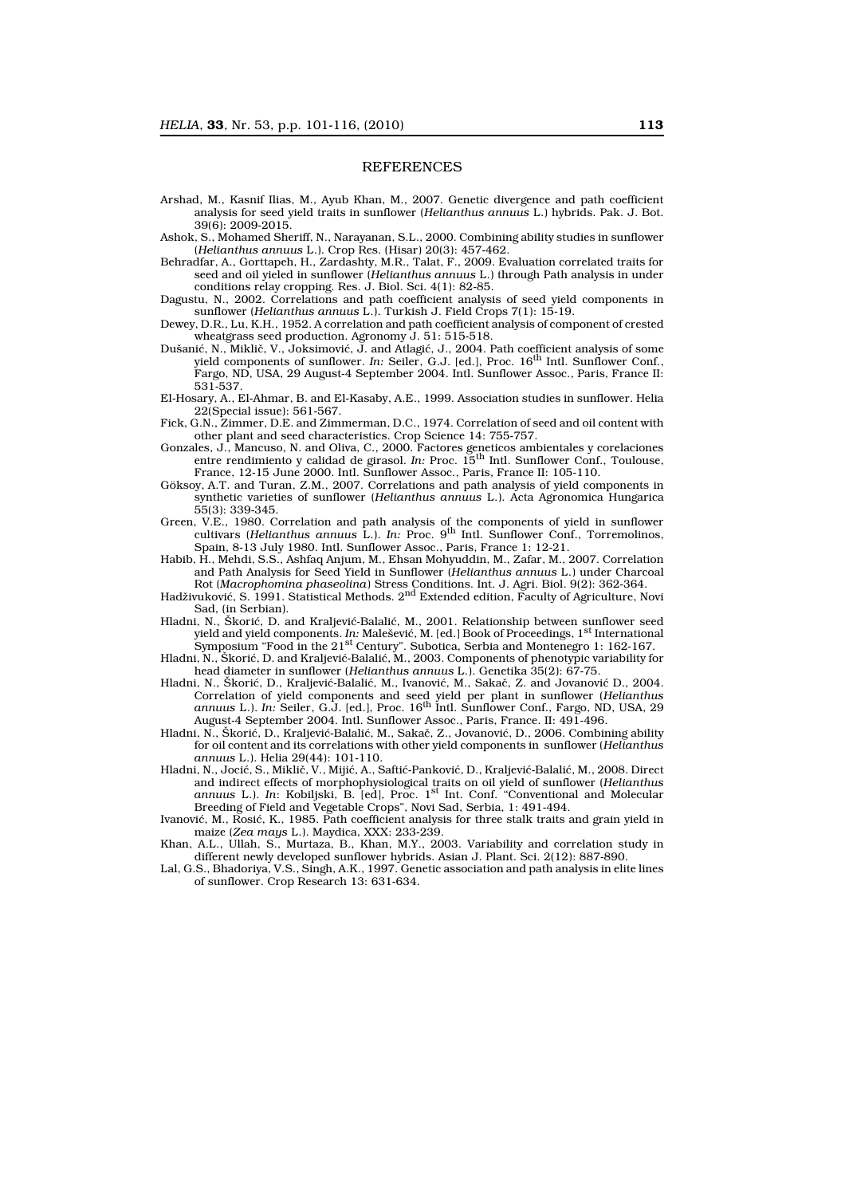## REFERENCES

Arshad, M., Kasnif Ilias, M., Ayub Khan, M., 2007. Genetic divergence and path coefficient analysis for seed yield traits in sunflower (*Helianthus annuus* L.) hybrids. Pak. J. Bot. 39(6): 2009-2015.

Ashok, S., Mohamed Sheriff, N., Narayanan, S.L., 2000. Combining ability studies in sunflower (*Helianthus annuus* L.). Crop Res. (Hisar) 20(3): 457-462.

Behradfar, A., Gorttapeh, H., Zardashty, M.R., Talat, F., 2009. Evaluation correlated traits for seed and oil yieled in sunflower (*Helianthus annuus* L.) through Path analysis in under conditions relay cropping. Res. J. Biol. Sci. 4(1): 82-85.

Dagustu, N., 2002. Correlations and path coefficient analysis of seed yield components in sunflower (*Helianthus annuus* L.). Turkish J. Field Crops 7(1): 15-19.

Dewey, D.R., Lu, K.H., 1952. A correlation and path coefficient analysis of component of crested wheatgrass seed production. Agronomy J. 51: 515-518.

Dušanić, N., Miklič, V., Joksimović, J. and Atlagić, J., 2004. Path coefficient analysis of some yield components of sunflower. *In:* Seiler, G.J. [ed.], Proc. 16th Intl. Sunflower Conf., Fargo, ND, USA, 29 August-4 September 2004. Intl. Sunflower Assoc., Paris, France II: 531-537.

El-Hosary, A., El-Ahmar, B. and El-Kasaby, A.E., 1999. Association studies in sunflower. Helia 22(Special issue): 561-567.

Fick, G.N., Zimmer, D.E. and Zimmerman, D.C., 1974. Correlation of seed and oil content with other plant and seed characteristics. Crop Science 14: 755-757.

Gonzales, J., Mancuso, N. and Oliva, C., 2000. Factores geneticos ambientales y corelaciones entre rendimiento y calidad de girasol. *In:* Proc. 15th Intl. Sunflower Conf., Toulouse, France, 12-15 June 2000. Intl. Sunflower Assoc., Paris, France II: 105-110.

Göksoy, A.T. and Turan, Z.M., 2007. Correlations and path analysis of yield components in synthetic varieties of sunflower (*Helianthus annuus* L.). Acta Agronomica Hungarica 55(3): 339-345.

Green, V.E., 1980. Correlation and path analysis of the components of yield in sunflower cultivars (*Helianthus annuus* L.). *In:* Proc. 9th Intl. Sunflower Conf., Torremolinos, Spain, 8-13 July 1980. Intl. Sunflower Assoc., Paris, France 1: 12-21.

Habib, H., Mehdi, S.S., Ashfaq Anjum, M., Ehsan Mohyuddin, M., Zafar, M., 2007. Correlation and Path Analysis for Seed Yield in Sunflower (*Helianthus annuus* L.) under Charcoal Rot (*Macrophomina phaseolina*) Stress Conditions. Int. J. Agri. Biol. 9(2): 362-364.

Hadživuković, S. 1991. Statistical Methods. 2nd Extended edition, Faculty of Agriculture, Novi Sad, (in Serbian).

Hladni, N., Škorić, D. and Kraljević-Balalić, M., 2001. Relationship between sunflower seed yield and yield components. *In:* Malešević, M. [ed.] Book of Proceedings, 1st International Symposium "Food in the 21st Century". Subotica, Serbia and Montenegro 1: 162-167.

Hladni, N., Škorić, D. and Kraljević-Balalić, M., 2003. Components of phenotypic variability for head diameter in sunflower (*Helianthus annuus* L.). Genetika 35(2): 67-75.

Hladni, N., Škorić, D., Kraljević-Balalić, M., Ivanović, M., Sakač, Z. and Jovanović D., 2004. Correlation of yield components and seed yield per plant in sunflower (*Helianthus annuus* L.). *In:* Seiler, G.J. [ed.], Proc. 16th Intl. Sunflower Conf., Fargo, ND, USA, 29 August-4 September 2004. Intl. Sunflower Assoc., Paris, France. II: 491-496.

Hladni, N., Škorić, D., Kraljević-Balalić, M., Sakač, Z., Jovanović, D., 2006. Combining ability for oil content and its correlations with other yield components in sunflower (*Helianthus annuus* L.). Helia 29(44): 101-110.

Hladni, N., Jocić, S., Miklič, V., Mijić, A., Saftić-Panković, D., Kraljević-Balalić, M., 2008. Direct and indirect effects of morphophysiological traits on oil yield of sunflower (*Helianthus annuus* L.). *In*: Kobiljski, B. [ed], Proc. 1st Int. Conf. "Conventional and Molecular Breeding of Field and Vegetable Crops", Novi Sad, Serbia, 1: 491-494.

Ivanović, M., Rosić, K., 1985. Path coefficient analysis for three stalk traits and grain yield in maize (*Zea mays* L.). Maydica, XXX: 233-239.

Khan, A.L., Ullah, S., Murtaza, B., Khan, M.Y., 2003. Variability and correlation study in different newly developed sunflower hybrids. Asian J. Plant. Sci. 2(12): 887-890.

Lal, G.S., Bhadoriya, V.S., Singh, A.K., 1997. Genetic association and path analysis in elite lines of sunflower. Crop Research 13: 631-634.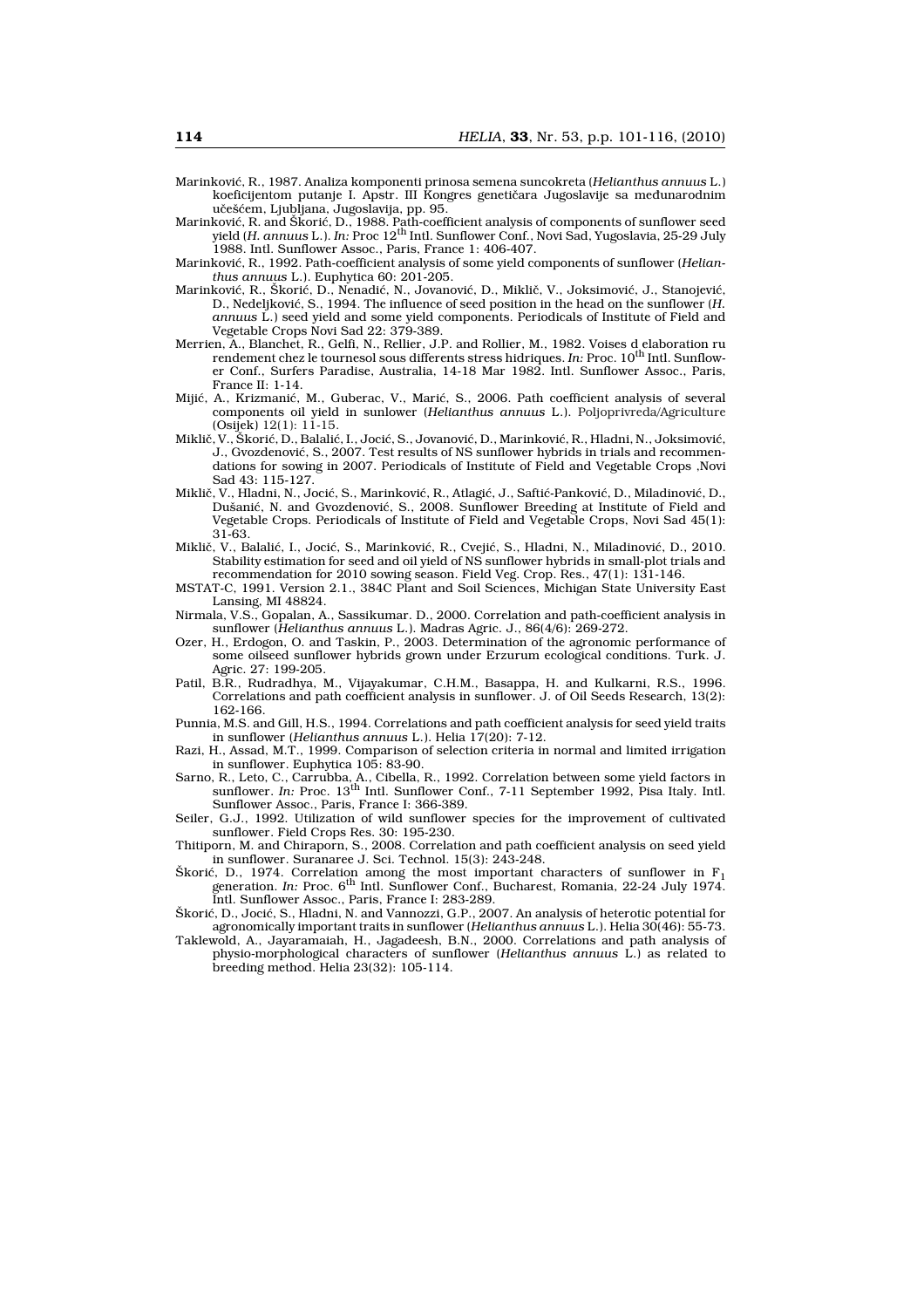Marinković, R., 1987. Analiza komponenti prinosa semena suncokreta (*Helianthus annuus* L.) koeficijentom putanje I. Apstr. III Kongres genetičara Jugoslavije sa međunarodnim učešćem, Ljubljana, Jugoslavija, pp. 95.

Marinković, R. and Škorić, D., 1988. Path-coefficient analysis of components of sunflower seed yield (*H. annuus* L.). *In:* Proc 12th Intl. Sunflower Conf., Novi Sad, Yugoslavia, 25-29 July 1988. Intl. Sunflower Assoc., Paris, France 1: 406-407.

Marinković, R., 1992. Path-coefficient analysis of some yield components of sunflower (*Helianthus annuus* L.). Euphytica 60: 201-205.

Marinković, R., Škorić, D., Nenadić, N., Jovanović, D., Miklič, V., Joksimović, J., Stanojević, D., Nedeljković, S., 1994. The influence of seed position in the head on the sunflower (*H. annuus* L.) seed yield and some yield components. Periodicals of Institute of Field and Vegetable Crops Novi Sad 22: 379-389.

Merrien, A., Blanchet, R., Gelfi, N., Rellier, J.P. and Rollier, M., 1982. Voises d elaboration ru rendement chez le tournesol sous differents stress hidriques. *In:* Proc. 10th Intl. Sunflower Conf., Surfers Paradise, Australia, 14-18 Mar 1982. Intl. Sunflower Assoc., Paris, France II: 1-14.

Mijić, A., Krizmanić, M., Guberac, V., Marić, S., 2006. Path coefficient analysis of several components oil yield in sunlower (*Helianthus annuus* L.). Poljoprivreda/Agriculture (Osijek) 12(1): 11-15.

Miklič, V., Škorić, D., Balalić, I., Jocić, S., Jovanović, D., Marinković, R., Hladni, N., Joksimović, J., Gvozdenović, S., 2007. Test results of NS sunflower hybrids in trials and recommendations for sowing in 2007. Periodicals of Institute of Field and Vegetable Crops ,Novi Sad 43: 115-127.

Miklič, V., Hladni, N., Jocić, S., Marinković, R., Atlagić, J., Saftić-Panković, D., Miladinović, D., Dušanić, N. and Gvozdenović, S., 2008. Sunflower Breeding at Institute of Field and Vegetable Crops. Periodicals of Institute of Field and Vegetable Crops, Novi Sad 45(1): 31-63.

Miklič, V., Balalić, I., Jocić, S., Marinković, R., Cvejić, S., Hladni, N., Miladinović, D., 2010. Stability estimation for seed and oil yield of NS sunflower hybrids in small-plot trials and recommendation for 2010 sowing season. Field Veg. Crop. Res., 47(1): 131-146.

MSTAT-C, 1991. Version 2.1., 384C Plant and Soil Sciences, Michigan State University East Lansing, MI 48824.

Nirmala, V.S., Gopalan, A., Sassikumar. D., 2000. Correlation and path-coefficient analysis in sunflower (*Helianthus annuus* L.). Madras Agric. J., 86(4/6): 269-272.

Ozer, H., Erdogon, O. and Taskin, P., 2003. Determination of the agronomic performance of some oilseed sunflower hybrids grown under Erzurum ecological conditions. Turk. J. Agric. 27: 199-205.

Patil, B.R., Rudradhya, M., Vijayakumar, C.H.M., Basappa, H. and Kulkarni, R.S., 1996. Correlations and path coefficient analysis in sunflower. J. of Oil Seeds Research, 13(2): 162-166.

Punnia, M.S. and Gill, H.S., 1994. Correlations and path coefficient analysis for seed yield traits in sunflower (*Helianthus annuus* L.). Helia 17(20): 7-12.

Razi, H., Assad, M.T., 1999. Comparison of selection criteria in normal and limited irrigation in sunflower. Euphytica 105: 83-90.

Sarno, R., Leto, C., Carrubba, A., Cibella, R., 1992. Correlation between some yield factors in sunflower. *In:* Proc. 13th Intl. Sunflower Conf., 7-11 September 1992, Pisa Italy. Intl. Sunflower Assoc., Paris, France I: 366-389.

Seiler, G.J., 1992. Utilization of wild sunflower species for the improvement of cultivated sunflower. Field Crops Res. 30: 195-230.

Thitiporn, M. and Chiraporn, S., 2008. Correlation and path coefficient analysis on seed yield in sunflower. Suranaree J. Sci. Technol. 15(3): 243-248.

Škorić, D., 1974. Correlation among the most important characters of sunflower in $F_1$ generation. *In:* Proc. 6th Intl. Sunflower Conf., Bucharest, Romania, 22-24 July 1974. Intl. Sunflower Assoc., Paris, France I: 283-289.

Škorić, D., Jocić, S., Hladni, N. and Vannozzi, G.P., 2007. An analysis of heterotic potential for agronomically important traits in sunflower (*Helianthus annuus* L.). Helia 30(46): 55-73.

Taklewold, A., Jayaramaiah, H., Jagadeesh, B.N., 2000. Correlations and path analysis of physio-morphological characters of sunflower (*Helianthus annuus* L.) as related to breeding method. Helia 23(32): 105-114.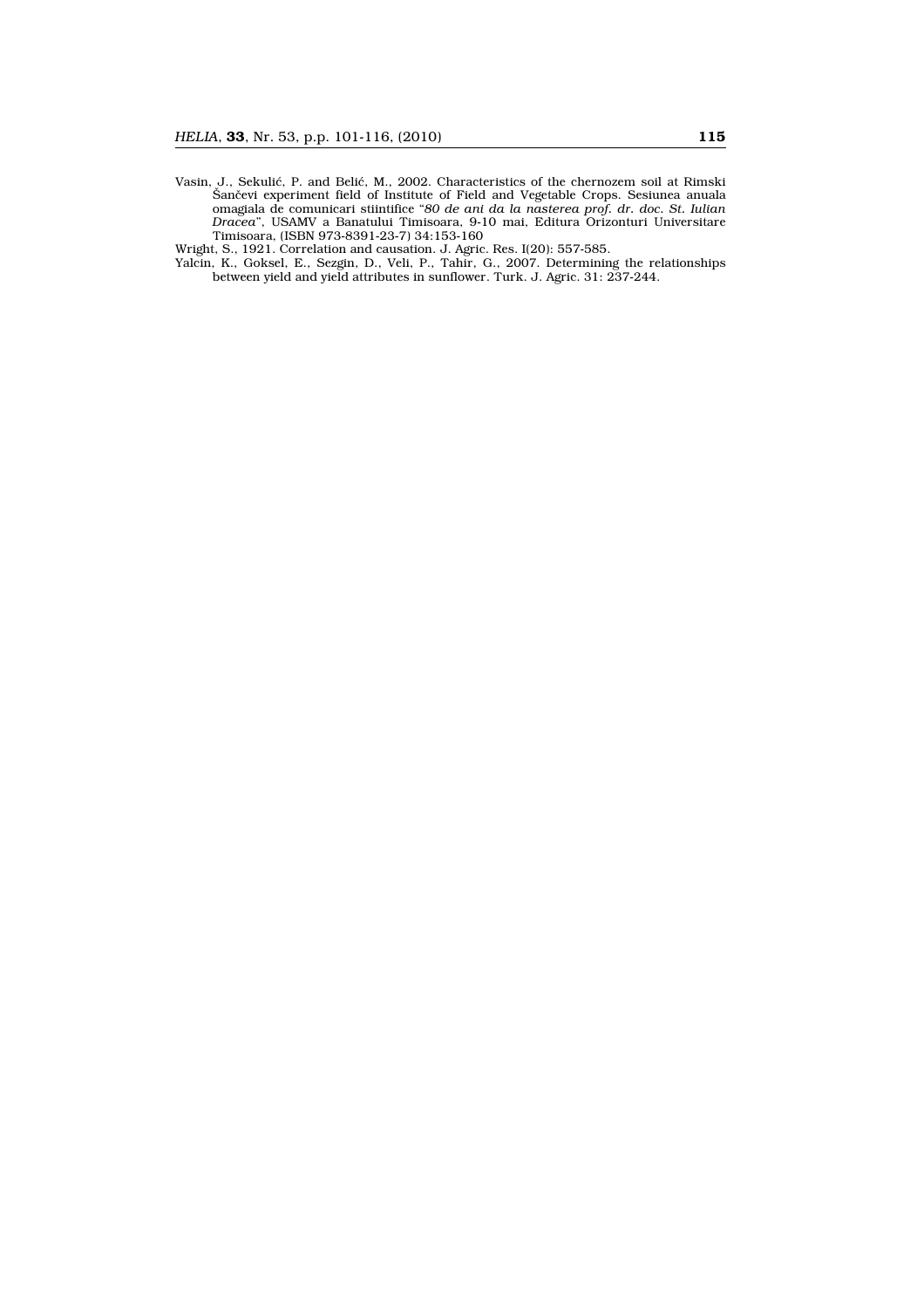Vasin, J., Sekulić, P. and Belić, M., 2002. Characteristics of the chernozem soil at Rimski Šančevi experiment field of Institute of Field and Vegetable Crops. Sesiunea anuala omagiala de comunicari stiintifice "*80 de ani da la nasterea prof. dr. doc. St. Iulian Dracea*", USAMV a Banatului Timisoara, 9-10 mai, Editura Orizonturi Universitare Timisoara, (ISBN 973-8391-23-7) 34:153-160

Wright, S., 1921. Correlation and causation. J. Agric. Res. I(20): 557-585.

Yalcin, K., Goksel, E., Sezgin, D., Veli, P., Tahir, G., 2007. Determining the relationships between yield and yield attributes in sunflower. Turk. J. Agric. 31: 237-244.